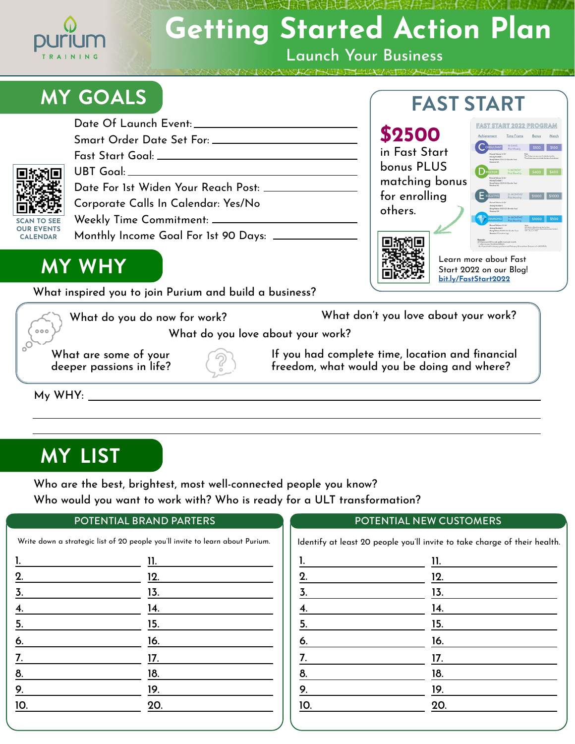Purium TRAINING

# Getting Started Action Plan

## Launch Your Business

## MY GOALS

Date Of Launch Event: ______________________

Smart Order Date Set For: ______________________

Fast Start Goal: ______________________

UBT Goal: ______________________

Date For 1st Widen Your Reach Post: ______________________

Corporate Calls In Calendar: Yes/No

Weekly Time Commitment: ______________________

Monthly Income Goal For 1st 90 Days: ______________________

SCAN TO SEE OUR EVENTS CALENDAR

## FAST START

**$2500** in Fast Start bonus PLUS matching bonus for enrolling others.

FAST START 2022 PROGRAM

Learn more about Fast Start 2022 on our Blog! bit.ly/FastStart2022

## MY WHY

What inspired you to join Purium and build a business?

What do you do now for work?

What don't you love about your work?

What do you love about your work?

What are some of your deeper passions in life?

If you had complete time, location and financial freedom, what would you be doing and where?

My WHY: ______________________

## MY LIST

Who are the best, brightest, most well-connected people you know?
Who would you want to work with? Who is ready for a ULT transformation?

### POTENTIAL BRAND PARTERS

Write down a strategic list of 20 people you'll invite to learn about Purium.

| | |
|---|---|
| 1. | 11. |
| 2. | 12. |
| 3. | 13. |
| 4. | 14. |
| 5. | 15. |
| 6. | 16. |
| 7. | 17. |
| 8. | 18. |
| 9. | 19. |
| 10. | 20. |

### POTENTIAL NEW CUSTOMERS

Identify at least 20 people you'll invite to take charge of their health.

| | |
|---|---|
| 1. | 11. |
| 2. | 12. |
| 3. | 13. |
| 4. | 14. |
| 5. | 15. |
| 6. | 16. |
| 7. | 17. |
| 8. | 18. |
| 9. | 19. |
| 10. | 20. |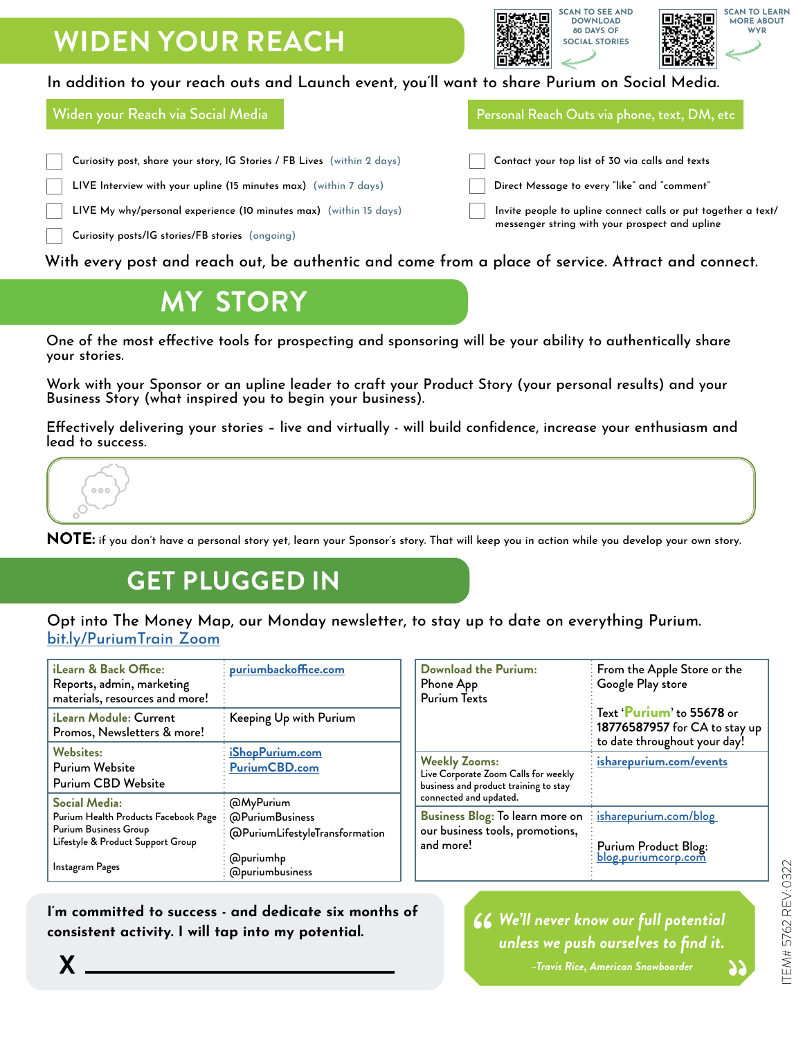# WIDEN YOUR REACH

SCAN TO SEE AND DOWNLOAD 80 DAYS OF SOCIAL STORIES

SCAN TO LEARN MORE ABOUT WYR

In addition to your reach outs and Launch event, you'll want to share Purium on Social Media.

**Widen your Reach via Social Media**

- ☐ Curiosity post, share your story, IG Stories / FB Lives (within 2 days)
- ☐ LIVE Interview with your upline (15 minutes max) (within 7 days)
- ☐ LIVE My why/personal experience (10 minutes max) (within 15 days)
- ☐ Curiosity posts/IG stories/FB stories (ongoing)

**Personal Reach Outs via phone, text, DM, etc**

- ☐ Contact your top list of 30 via calls and texts
- ☐ Direct Message to every "like" and "comment"
- ☐ Invite people to upline connect calls or put together a text/messenger string with your prospect and upline

With every post and reach out, be authentic and come from a place of service. Attract and connect.

# MY STORY

One of the most effective tools for prospecting and sponsoring will be your ability to authentically share your stories.

Work with your Sponsor or an upline leader to craft your Product Story (your personal results) and your Business Story (what inspired you to begin your business).

Effectively delivering your stories – live and virtually - will build confidence, increase your enthusiasm and lead to success.

**NOTE:** if you don't have a personal story yet, learn your Sponsor's story. That will keep you in action while you develop your own story.

# GET PLUGGED IN

Opt into The Money Map, our Monday newsletter, to stay up to date on everything Purium.
bit.ly/PuriumTrain Zoom

| | |
|---|---|
| **iLearn & Back Office:** Reports, admin, marketing materials, resources and more! | puriumbackoffice.com |
| **iLearn Module:** Current Promos, Newsletters & more! | Keeping Up with Purium |
| **Websites:** Purium Website<br>Purium CBD Website | iShopPurium.com<br>PuriumCBD.com |
| **Social Media:** Purium Health Products Facebook Page<br>Purium Business Group<br>Lifestyle & Product Support Group<br>Instagram Pages | @MyPurium<br>@PuriumBusiness<br>@PuriumLifestyleTransformation<br>@puriumhp<br>@puriumbusiness |

| | |
|---|---|
| **Download the Purium:** Phone App<br>Purium Texts | From the Apple Store or the Google Play store<br>Text 'Purium' to 55678 or 18776587957 for CA to stay up to date throughout your day! |
| **Weekly Zooms:** Live Corporate Zoom Calls for weekly business and product training to stay connected and updated. | isharepurium.com/events |
| **Business Blog:** To learn more on our business tools, promotions, and more! | isharepurium.com/blog<br>Purium Product Blog: blog.puriumcorp.com |

**I'm committed to success - and dedicate six months of consistent activity. I will tap into my potential.**

**X** ______________________________

> *"We'll never know our full potential unless we push ourselves to find it."*
> *–Travis Rice, American Snowboarder*

ITEM# 5762 REV:0322